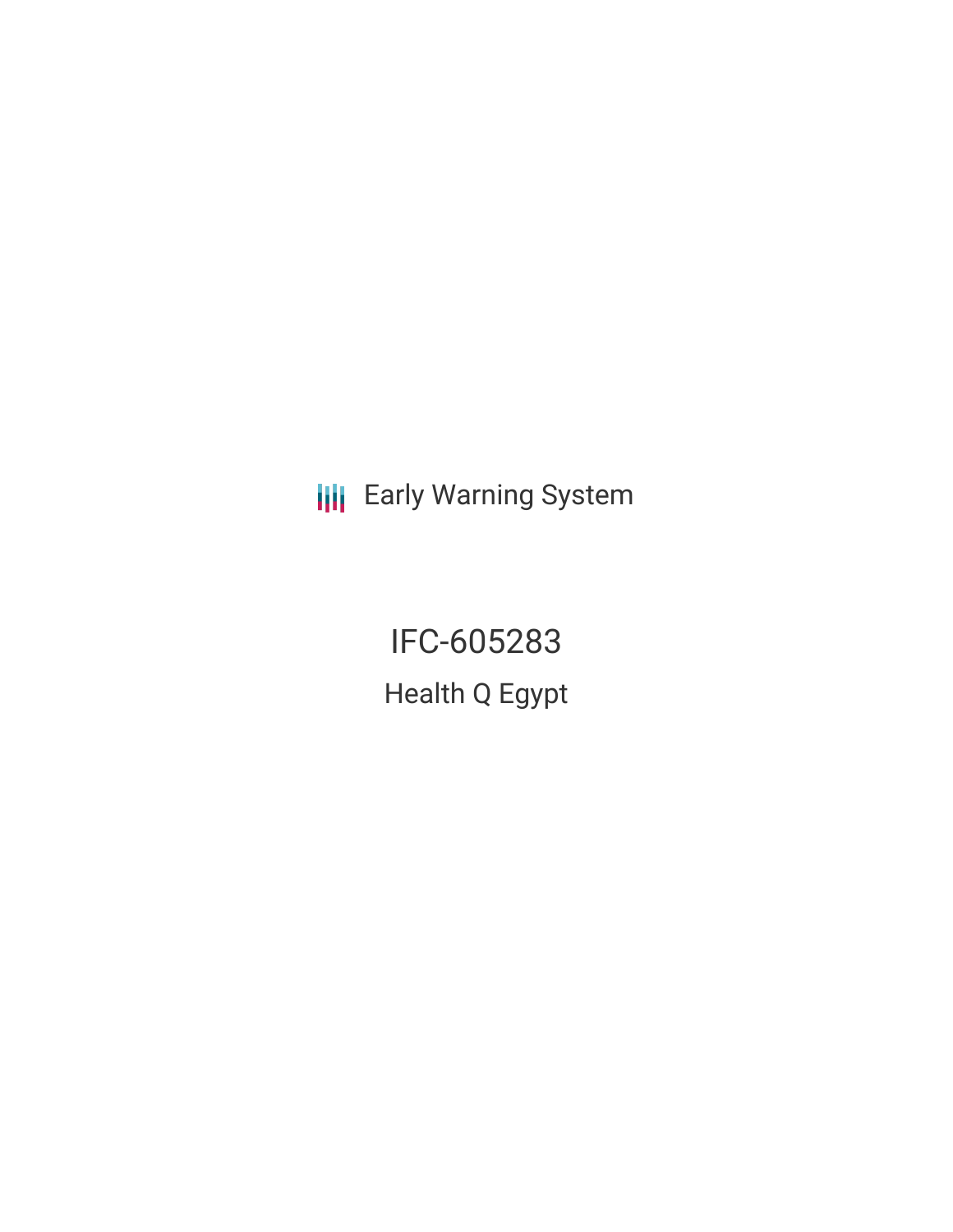Early Warning System

# IFC-605283

## Health Q Egypt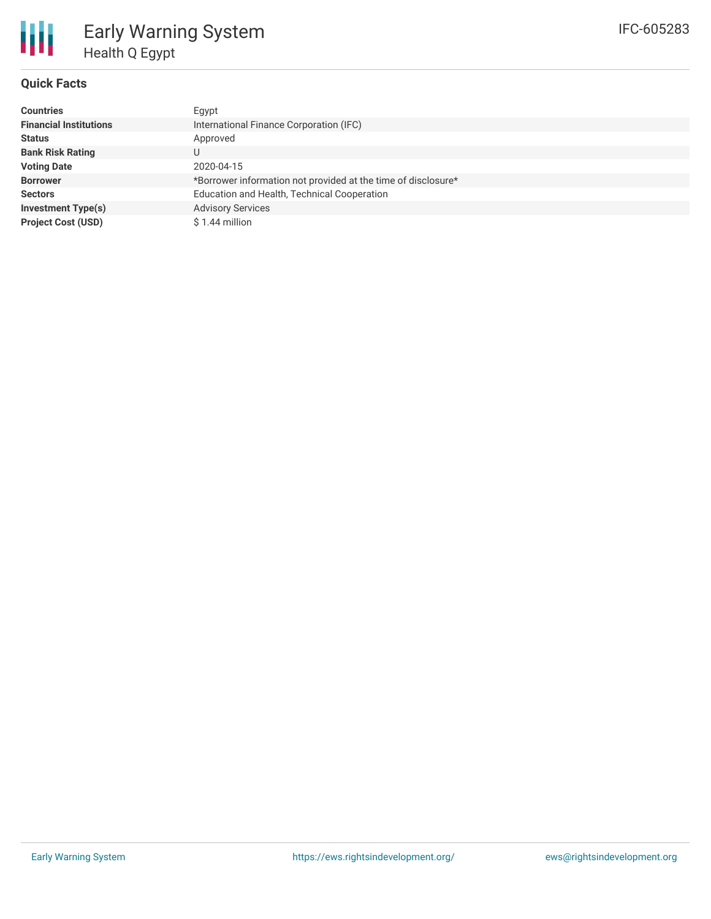# Early Warning System

## Health Q Egypt

IFC-605283

### Quick Facts

| | |
|---|---|
| **Countries** | Egypt |
| **Financial Institutions** | International Finance Corporation (IFC) |
| **Status** | Approved |
| **Bank Risk Rating** | U |
| **Voting Date** | 2020-04-15 |
| **Borrower** | *Borrower information not provided at the time of disclosure* |
| **Sectors** | Education and Health, Technical Cooperation |
| **Investment Type(s)** | Advisory Services |
| **Project Cost (USD)** | $ 1.44 million |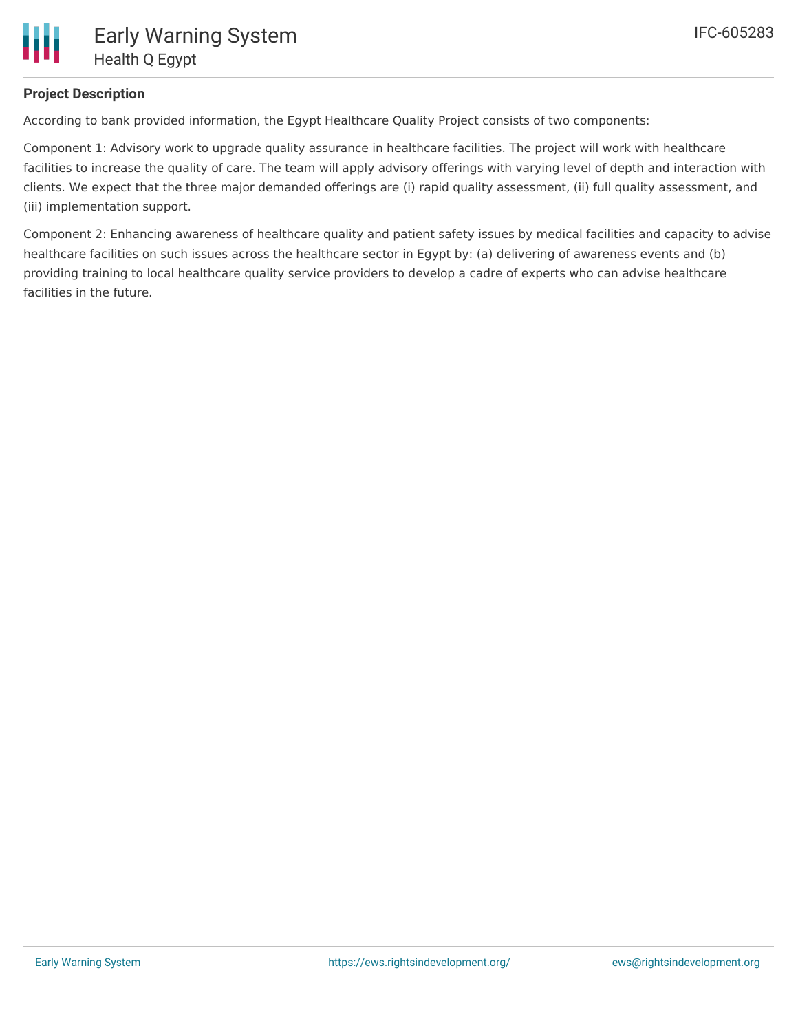**Project Description**

According to bank provided information, the Egypt Healthcare Quality Project consists of two components:

Component 1: Advisory work to upgrade quality assurance in healthcare facilities. The project will work with healthcare facilities to increase the quality of care. The team will apply advisory offerings with varying level of depth and interaction with clients. We expect that the three major demanded offerings are (i) rapid quality assessment, (ii) full quality assessment, and (iii) implementation support.

Component 2: Enhancing awareness of healthcare quality and patient safety issues by medical facilities and capacity to advise healthcare facilities on such issues across the healthcare sector in Egypt by: (a) delivering of awareness events and (b) providing training to local healthcare quality service providers to develop a cadre of experts who can advise healthcare facilities in the future.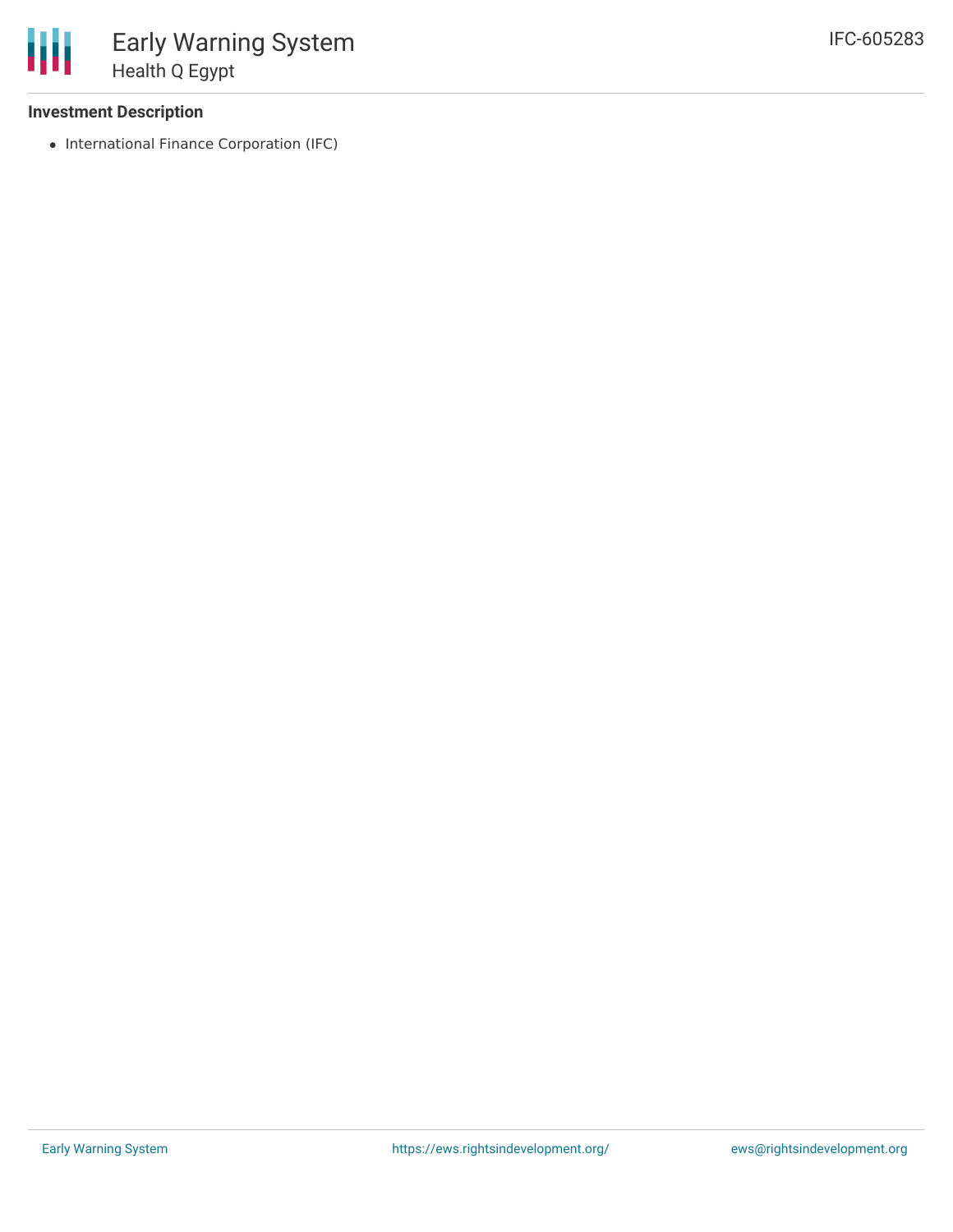### Investment Description

- International Finance Corporation (IFC)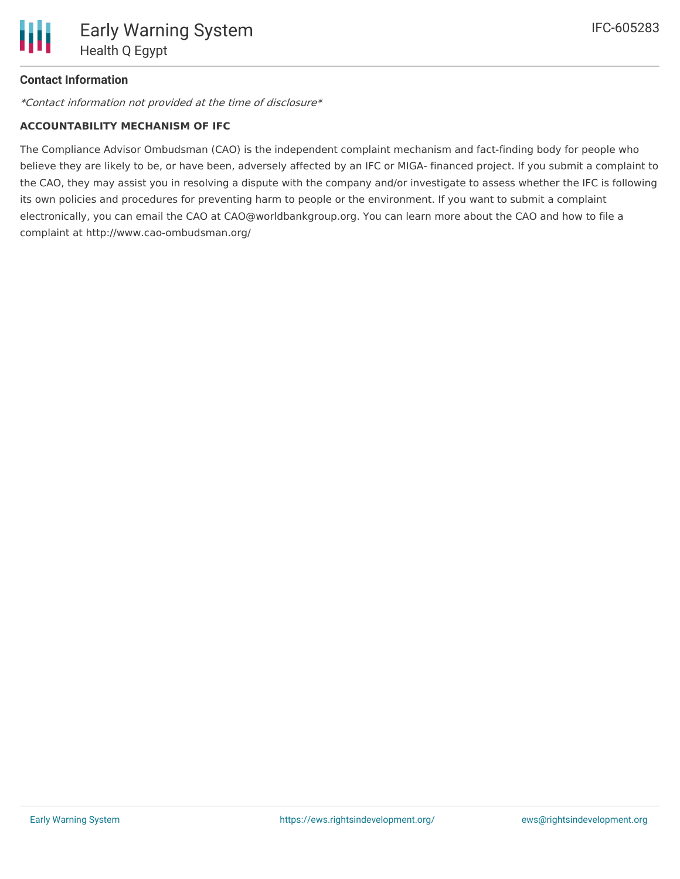**Contact Information**

*\*Contact information not provided at the time of disclosure\**

**ACCOUNTABILITY MECHANISM OF IFC**

The Compliance Advisor Ombudsman (CAO) is the independent complaint mechanism and fact-finding body for people who believe they are likely to be, or have been, adversely affected by an IFC or MIGA- financed project. If you submit a complaint to the CAO, they may assist you in resolving a dispute with the company and/or investigate to assess whether the IFC is following its own policies and procedures for preventing harm to people or the environment. If you want to submit a complaint electronically, you can email the CAO at CAO@worldbankgroup.org. You can learn more about the CAO and how to file a complaint at http://www.cao-ombudsman.org/